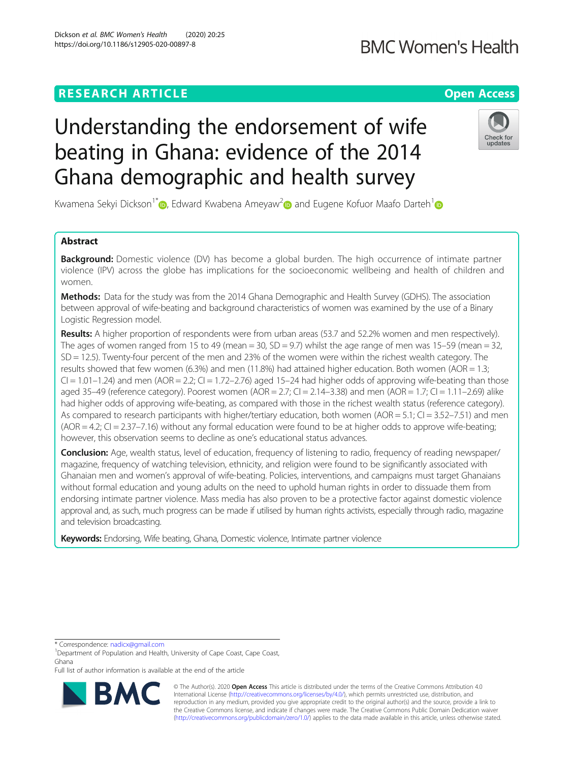RESEARCH ARTICLE

Open Access

# Understanding the endorsement of wife beating in Ghana: evidence of the 2014 Ghana demographic and health survey

Kwamena Sekyi Dickson[1*], Edward Kwabena Ameyaw[2] and Eugene Kofuor Maafo Darteh[1]

## Abstract

**Background:** Domestic violence (DV) has become a global burden. The high occurrence of intimate partner violence (IPV) across the globe has implications for the socioeconomic wellbeing and health of children and women.

**Methods:** Data for the study was from the 2014 Ghana Demographic and Health Survey (GDHS). The association between approval of wife-beating and background characteristics of women was examined by the use of a Binary Logistic Regression model.

**Results:** A higher proportion of respondents were from urban areas (53.7 and 52.2% women and men respectively). The ages of women ranged from 15 to 49 (mean = 30, SD = 9.7) whilst the age range of men was 15–59 (mean = 32, SD = 12.5). Twenty-four percent of the men and 23% of the women were within the richest wealth category. The results showed that few women (6.3%) and men (11.8%) had attained higher education. Both women (AOR = 1.3; CI = 1.01–1.24) and men (AOR = 2.2; CI = 1.72–2.76) aged 15–24 had higher odds of approving wife-beating than those aged 35–49 (reference category). Poorest women (AOR = 2.7; CI = 2.14–3.38) and men (AOR = 1.7; CI = 1.11–2.69) alike had higher odds of approving wife-beating, as compared with those in the richest wealth status (reference category). As compared to research participants with higher/tertiary education, both women (AOR = 5.1; CI = 3.52–7.51) and men (AOR = 4.2; CI = 2.37–7.16) without any formal education were found to be at higher odds to approve wife-beating; however, this observation seems to decline as one's educational status advances.

**Conclusion:** Age, wealth status, level of education, frequency of listening to radio, frequency of reading newspaper/magazine, frequency of watching television, ethnicity, and religion were found to be significantly associated with Ghanaian men and women's approval of wife-beating. Policies, interventions, and campaigns must target Ghanaians without formal education and young adults on the need to uphold human rights in order to dissuade them from endorsing intimate partner violence. Mass media has also proven to be a protective factor against domestic violence approval and, as such, much progress can be made if utilised by human rights activists, especially through radio, magazine and television broadcasting.

**Keywords:** Endorsing, Wife beating, Ghana, Domestic violence, Intimate partner violence

\* Correspondence: nadicx@gmail.com
[1]Department of Population and Health, University of Cape Coast, Cape Coast, Ghana
Full list of author information is available at the end of the article

© The Author(s). 2020 **Open Access** This article is distributed under the terms of the Creative Commons Attribution 4.0 International License (http://creativecommons.org/licenses/by/4.0/), which permits unrestricted use, distribution, and reproduction in any medium, provided you give appropriate credit to the original author(s) and the source, provide a link to the Creative Commons license, and indicate if changes were made. The Creative Commons Public Domain Dedication waiver (http://creativecommons.org/publicdomain/zero/1.0/) applies to the data made available in this article, unless otherwise stated.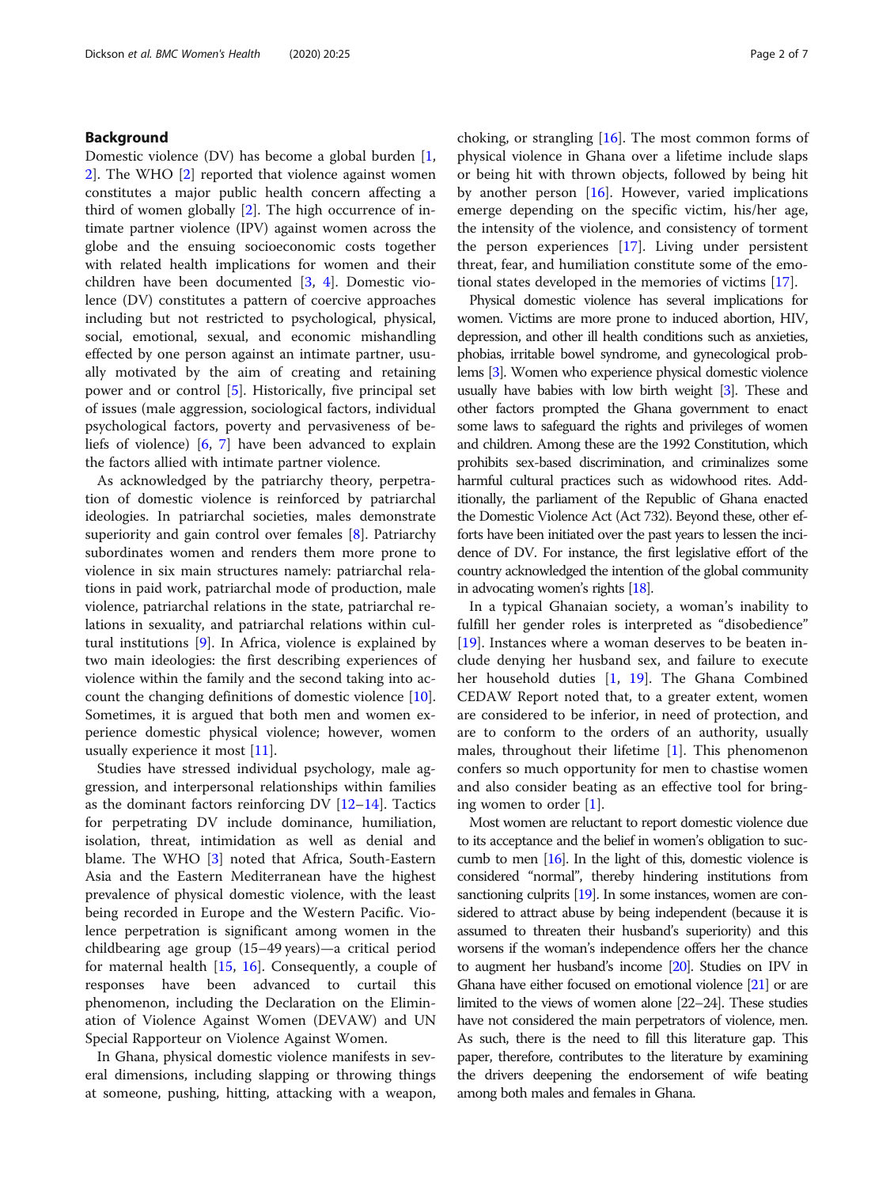## Background

Domestic violence (DV) has become a global burden [1, 2]. The WHO [2] reported that violence against women constitutes a major public health concern affecting a third of women globally [2]. The high occurrence of intimate partner violence (IPV) against women across the globe and the ensuing socioeconomic costs together with related health implications for women and their children have been documented [3, 4]. Domestic violence (DV) constitutes a pattern of coercive approaches including but not restricted to psychological, physical, social, emotional, sexual, and economic mishandling effected by one person against an intimate partner, usually motivated by the aim of creating and retaining power and or control [5]. Historically, five principal set of issues (male aggression, sociological factors, individual psychological factors, poverty and pervasiveness of beliefs of violence) [6, 7] have been advanced to explain the factors allied with intimate partner violence.

As acknowledged by the patriarchy theory, perpetration of domestic violence is reinforced by patriarchal ideologies. In patriarchal societies, males demonstrate superiority and gain control over females [8]. Patriarchy subordinates women and renders them more prone to violence in six main structures namely: patriarchal relations in paid work, patriarchal mode of production, male violence, patriarchal relations in the state, patriarchal relations in sexuality, and patriarchal relations within cultural institutions [9]. In Africa, violence is explained by two main ideologies: the first describing experiences of violence within the family and the second taking into account the changing definitions of domestic violence [10]. Sometimes, it is argued that both men and women experience domestic physical violence; however, women usually experience it most [11].

Studies have stressed individual psychology, male aggression, and interpersonal relationships within families as the dominant factors reinforcing DV [12–14]. Tactics for perpetrating DV include dominance, humiliation, isolation, threat, intimidation as well as denial and blame. The WHO [3] noted that Africa, South-Eastern Asia and the Eastern Mediterranean have the highest prevalence of physical domestic violence, with the least being recorded in Europe and the Western Pacific. Violence perpetration is significant among women in the childbearing age group (15–49 years)—a critical period for maternal health [15, 16]. Consequently, a couple of responses have been advanced to curtail this phenomenon, including the Declaration on the Elimination of Violence Against Women (DEVAW) and UN Special Rapporteur on Violence Against Women.

In Ghana, physical domestic violence manifests in several dimensions, including slapping or throwing things at someone, pushing, hitting, attacking with a weapon, choking, or strangling [16]. The most common forms of physical violence in Ghana over a lifetime include slaps or being hit with thrown objects, followed by being hit by another person [16]. However, varied implications emerge depending on the specific victim, his/her age, the intensity of the violence, and consistency of torment the person experiences [17]. Living under persistent threat, fear, and humiliation constitute some of the emotional states developed in the memories of victims [17].

Physical domestic violence has several implications for women. Victims are more prone to induced abortion, HIV, depression, and other ill health conditions such as anxieties, phobias, irritable bowel syndrome, and gynecological problems [3]. Women who experience physical domestic violence usually have babies with low birth weight [3]. These and other factors prompted the Ghana government to enact some laws to safeguard the rights and privileges of women and children. Among these are the 1992 Constitution, which prohibits sex-based discrimination, and criminalizes some harmful cultural practices such as widowhood rites. Additionally, the parliament of the Republic of Ghana enacted the Domestic Violence Act (Act 732). Beyond these, other efforts have been initiated over the past years to lessen the incidence of DV. For instance, the first legislative effort of the country acknowledged the intention of the global community in advocating women's rights [18].

In a typical Ghanaian society, a woman's inability to fulfill her gender roles is interpreted as "disobedience" [19]. Instances where a woman deserves to be beaten include denying her husband sex, and failure to execute her household duties [1, 19]. The Ghana Combined CEDAW Report noted that, to a greater extent, women are considered to be inferior, in need of protection, and are to conform to the orders of an authority, usually males, throughout their lifetime [1]. This phenomenon confers so much opportunity for men to chastise women and also consider beating as an effective tool for bringing women to order [1].

Most women are reluctant to report domestic violence due to its acceptance and the belief in women's obligation to succumb to men [16]. In the light of this, domestic violence is considered "normal", thereby hindering institutions from sanctioning culprits [19]. In some instances, women are considered to attract abuse by being independent (because it is assumed to threaten their husband's superiority) and this worsens if the woman's independence offers her the chance to augment her husband's income [20]. Studies on IPV in Ghana have either focused on emotional violence [21] or are limited to the views of women alone [22–24]. These studies have not considered the main perpetrators of violence, men. As such, there is the need to fill this literature gap. This paper, therefore, contributes to the literature by examining the drivers deepening the endorsement of wife beating among both males and females in Ghana.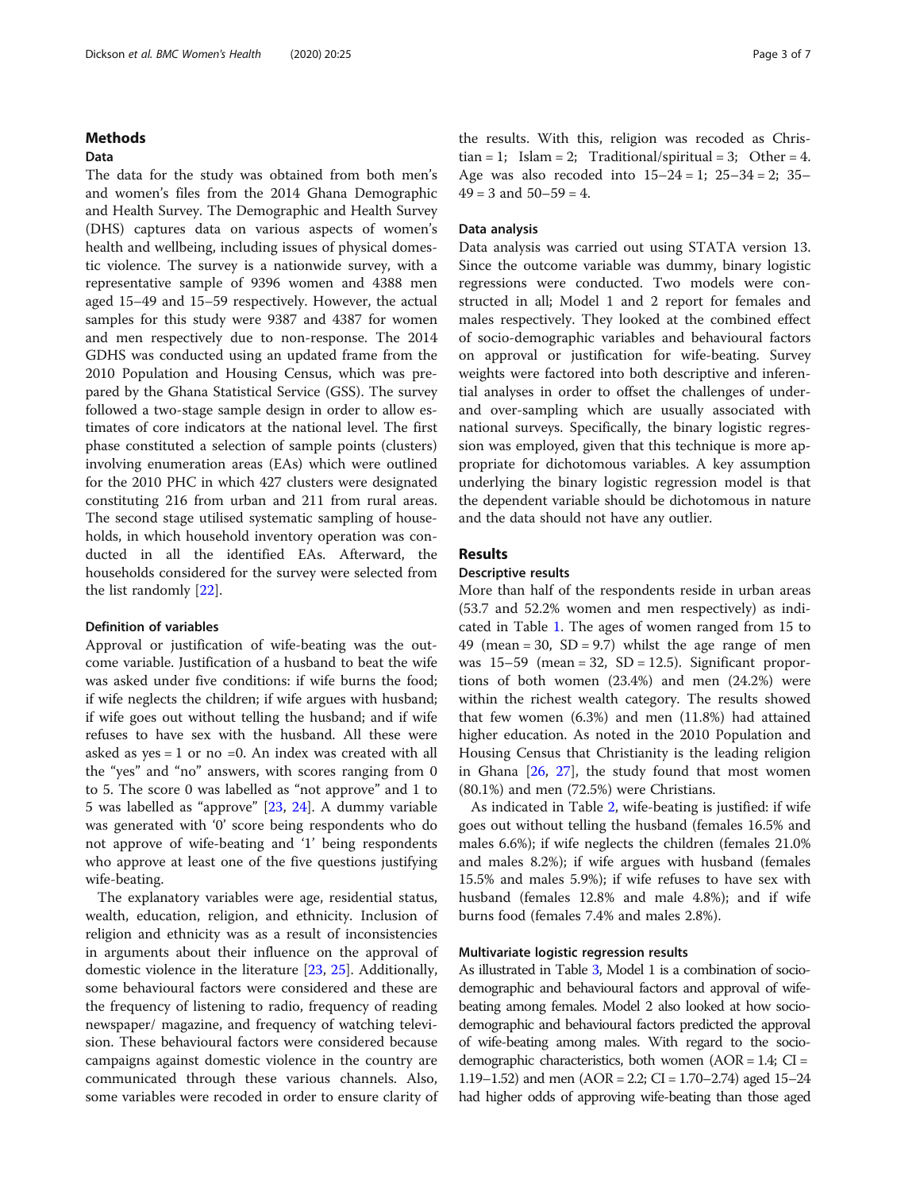## Methods

### Data

The data for the study was obtained from both men's and women's files from the 2014 Ghana Demographic and Health Survey. The Demographic and Health Survey (DHS) captures data on various aspects of women's health and wellbeing, including issues of physical domestic violence. The survey is a nationwide survey, with a representative sample of 9396 women and 4388 men aged 15–49 and 15–59 respectively. However, the actual samples for this study were 9387 and 4387 for women and men respectively due to non-response. The 2014 GDHS was conducted using an updated frame from the 2010 Population and Housing Census, which was prepared by the Ghana Statistical Service (GSS). The survey followed a two-stage sample design in order to allow estimates of core indicators at the national level. The first phase constituted a selection of sample points (clusters) involving enumeration areas (EAs) which were outlined for the 2010 PHC in which 427 clusters were designated constituting 216 from urban and 211 from rural areas. The second stage utilised systematic sampling of households, in which household inventory operation was conducted in all the identified EAs. Afterward, the households considered for the survey were selected from the list randomly [22].

### Definition of variables

Approval or justification of wife-beating was the outcome variable. Justification of a husband to beat the wife was asked under five conditions: if wife burns the food; if wife neglects the children; if wife argues with husband; if wife goes out without telling the husband; and if wife refuses to have sex with the husband. All these were asked as yes = 1 or no =0. An index was created with all the "yes" and "no" answers, with scores ranging from 0 to 5. The score 0 was labelled as "not approve" and 1 to 5 was labelled as "approve" [23, 24]. A dummy variable was generated with '0' score being respondents who do not approve of wife-beating and '1' being respondents who approve at least one of the five questions justifying wife-beating.

The explanatory variables were age, residential status, wealth, education, religion, and ethnicity. Inclusion of religion and ethnicity was as a result of inconsistencies in arguments about their influence on the approval of domestic violence in the literature [23, 25]. Additionally, some behavioural factors were considered and these are the frequency of listening to radio, frequency of reading newspaper/ magazine, and frequency of watching television. These behavioural factors were considered because campaigns against domestic violence in the country are communicated through these various channels. Also, some variables were recoded in order to ensure clarity of the results. With this, religion was recoded as Christian = 1; Islam = 2; Traditional/spiritual = 3; Other = 4. Age was also recoded into 15–24 = 1; 25–34 = 2; 35–49 = 3 and 50–59 = 4.

### Data analysis

Data analysis was carried out using STATA version 13. Since the outcome variable was dummy, binary logistic regressions were conducted. Two models were constructed in all; Model 1 and 2 report for females and males respectively. They looked at the combined effect of socio-demographic variables and behavioural factors on approval or justification for wife-beating. Survey weights were factored into both descriptive and inferential analyses in order to offset the challenges of under- and over-sampling which are usually associated with national surveys. Specifically, the binary logistic regression was employed, given that this technique is more appropriate for dichotomous variables. A key assumption underlying the binary logistic regression model is that the dependent variable should be dichotomous in nature and the data should not have any outlier.

## Results

### Descriptive results

More than half of the respondents reside in urban areas (53.7 and 52.2% women and men respectively) as indicated in Table 1. The ages of women ranged from 15 to 49 (mean = 30, SD = 9.7) whilst the age range of men was 15–59 (mean = 32, SD = 12.5). Significant proportions of both women (23.4%) and men (24.2%) were within the richest wealth category. The results showed that few women (6.3%) and men (11.8%) had attained higher education. As noted in the 2010 Population and Housing Census that Christianity is the leading religion in Ghana [26, 27], the study found that most women (80.1%) and men (72.5%) were Christians.

As indicated in Table 2, wife-beating is justified: if wife goes out without telling the husband (females 16.5% and males 6.6%); if wife neglects the children (females 21.0% and males 8.2%); if wife argues with husband (females 15.5% and males 5.9%); if wife refuses to have sex with husband (females 12.8% and male 4.8%); and if wife burns food (females 7.4% and males 2.8%).

### Multivariate logistic regression results

As illustrated in Table 3, Model 1 is a combination of socio-demographic and behavioural factors and approval of wife-beating among females. Model 2 also looked at how socio-demographic and behavioural factors predicted the approval of wife-beating among males. With regard to the socio-demographic characteristics, both women (AOR = 1.4; CI = 1.19–1.52) and men (AOR = 2.2; CI = 1.70–2.74) aged 15–24 had higher odds of approving wife-beating than those aged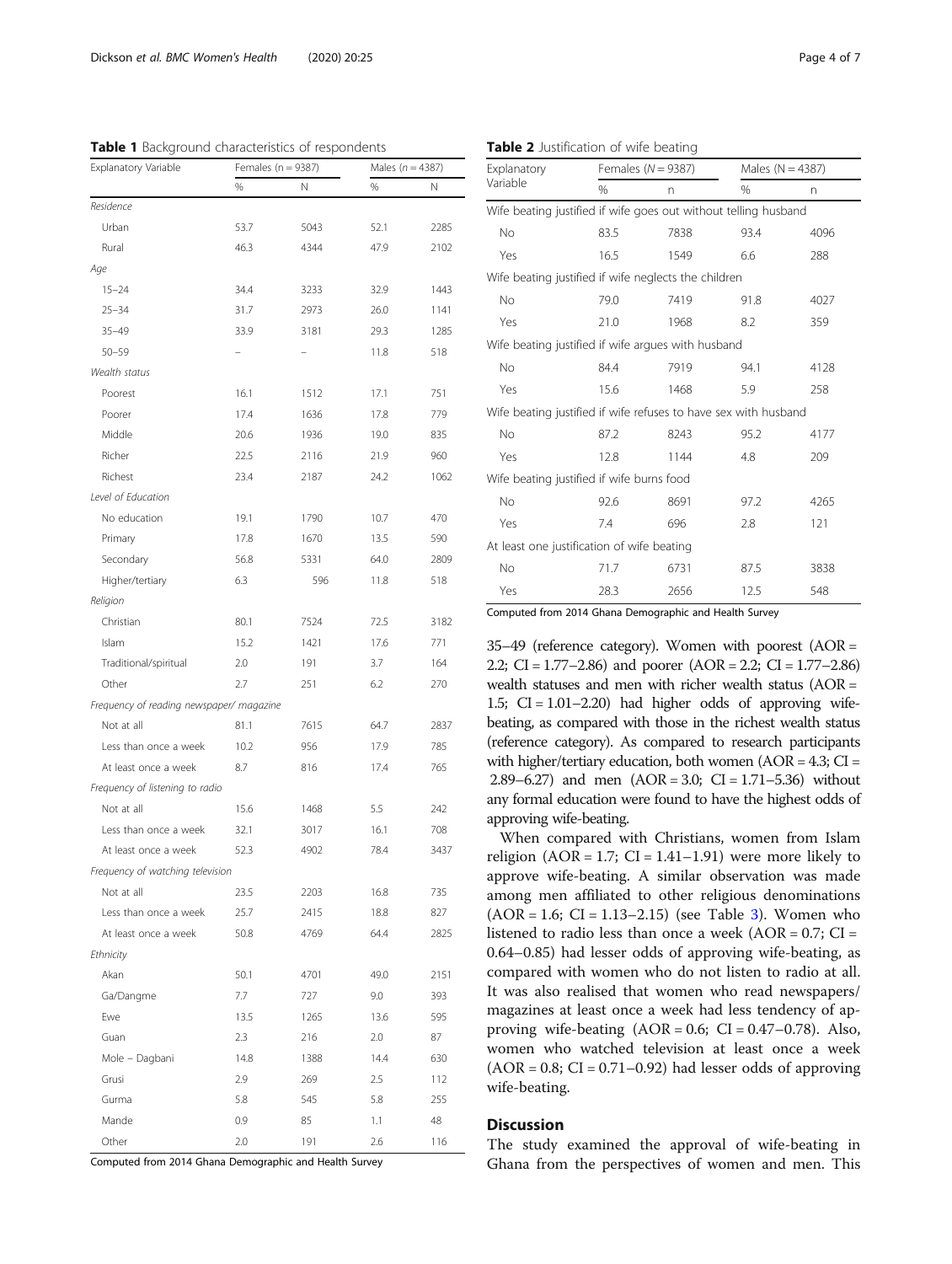**Table 1** Background characteristics of respondents

| Explanatory Variable | Females (n = 9387) | | Males (n = 4387) | |
|---|---|---|---|---|
| | % | N | % | N |
| *Residence* | | | | |
| Urban | 53.7 | 5043 | 52.1 | 2285 |
| Rural | 46.3 | 4344 | 47.9 | 2102 |
| *Age* | | | | |
| 15–24 | 34.4 | 3233 | 32.9 | 1443 |
| 25–34 | 31.7 | 2973 | 26.0 | 1141 |
| 35–49 | 33.9 | 3181 | 29.3 | 1285 |
| 50–59 | – | – | 11.8 | 518 |
| *Wealth status* | | | | |
| Poorest | 16.1 | 1512 | 17.1 | 751 |
| Poorer | 17.4 | 1636 | 17.8 | 779 |
| Middle | 20.6 | 1936 | 19.0 | 835 |
| Richer | 22.5 | 2116 | 21.9 | 960 |
| Richest | 23.4 | 2187 | 24.2 | 1062 |
| *Level of Education* | | | | |
| No education | 19.1 | 1790 | 10.7 | 470 |
| Primary | 17.8 | 1670 | 13.5 | 590 |
| Secondary | 56.8 | 5331 | 64.0 | 2809 |
| Higher/tertiary | 6.3 | 596 | 11.8 | 518 |
| *Religion* | | | | |
| Christian | 80.1 | 7524 | 72.5 | 3182 |
| Islam | 15.2 | 1421 | 17.6 | 771 |
| Traditional/spiritual | 2.0 | 191 | 3.7 | 164 |
| Other | 2.7 | 251 | 6.2 | 270 |
| *Frequency of reading newspaper/ magazine* | | | | |
| Not at all | 81.1 | 7615 | 64.7 | 2837 |
| Less than once a week | 10.2 | 956 | 17.9 | 785 |
| At least once a week | 8.7 | 816 | 17.4 | 765 |
| *Frequency of listening to radio* | | | | |
| Not at all | 15.6 | 1468 | 5.5 | 242 |
| Less than once a week | 32.1 | 3017 | 16.1 | 708 |
| At least once a week | 52.3 | 4902 | 78.4 | 3437 |
| *Frequency of watching television* | | | | |
| Not at all | 23.5 | 2203 | 16.8 | 735 |
| Less than once a week | 25.7 | 2415 | 18.8 | 827 |
| At least once a week | 50.8 | 4769 | 64.4 | 2825 |
| *Ethnicity* | | | | |
| Akan | 50.1 | 4701 | 49.0 | 2151 |
| Ga/Dangme | 7.7 | 727 | 9.0 | 393 |
| Ewe | 13.5 | 1265 | 13.6 | 595 |
| Guan | 2.3 | 216 | 2.0 | 87 |
| Mole – Dagbani | 14.8 | 1388 | 14.4 | 630 |
| Grusi | 2.9 | 269 | 2.5 | 112 |
| Gurma | 5.8 | 545 | 5.8 | 255 |
| Mande | 0.9 | 85 | 1.1 | 48 |
| Other | 2.0 | 191 | 2.6 | 116 |

Computed from 2014 Ghana Demographic and Health Survey

**Table 2** Justification of wife beating

| Explanatory Variable | Females (N = 9387) | | Males (N = 4387) | |
|---|---|---|---|---|
| | % | n | % | n |
| Wife beating justified if wife goes out without telling husband | | | | |
| No | 83.5 | 7838 | 93.4 | 4096 |
| Yes | 16.5 | 1549 | 6.6 | 288 |
| Wife beating justified if wife neglects the children | | | | |
| No | 79.0 | 7419 | 91.8 | 4027 |
| Yes | 21.0 | 1968 | 8.2 | 359 |
| Wife beating justified if wife argues with husband | | | | |
| No | 84.4 | 7919 | 94.1 | 4128 |
| Yes | 15.6 | 1468 | 5.9 | 258 |
| Wife beating justified if wife refuses to have sex with husband | | | | |
| No | 87.2 | 8243 | 95.2 | 4177 |
| Yes | 12.8 | 1144 | 4.8 | 209 |
| Wife beating justified if wife burns food | | | | |
| No | 92.6 | 8691 | 97.2 | 4265 |
| Yes | 7.4 | 696 | 2.8 | 121 |
| At least one justification of wife beating | | | | |
| No | 71.7 | 6731 | 87.5 | 3838 |
| Yes | 28.3 | 2656 | 12.5 | 548 |

Computed from 2014 Ghana Demographic and Health Survey

35–49 (reference category). Women with poorest (AOR = 2.2; CI = 1.77–2.86) and poorer (AOR = 2.2; CI = 1.77–2.86) wealth statuses and men with richer wealth status (AOR = 1.5; CI = 1.01–2.20) had higher odds of approving wife-beating, as compared with those in the richest wealth status (reference category). As compared to research participants with higher/tertiary education, both women (AOR = 4.3; CI = 2.89–6.27) and men (AOR = 3.0; CI = 1.71–5.36) without any formal education were found to have the highest odds of approving wife-beating.

When compared with Christians, women from Islam religion (AOR = 1.7; CI = 1.41–1.91) were more likely to approve wife-beating. A similar observation was made among men affiliated to other religious denominations (AOR = 1.6; CI = 1.13–2.15) (see Table 3). Women who listened to radio less than once a week (AOR = 0.7; CI = 0.64–0.85) had lesser odds of approving wife-beating, as compared with women who do not listen to radio at all. It was also realised that women who read newspapers/ magazines at least once a week had less tendency of approving wife-beating (AOR = 0.6; CI = 0.47–0.78). Also, women who watched television at least once a week (AOR = 0.8; CI = 0.71–0.92) had lesser odds of approving wife-beating.

## Discussion

The study examined the approval of wife-beating in Ghana from the perspectives of women and men. This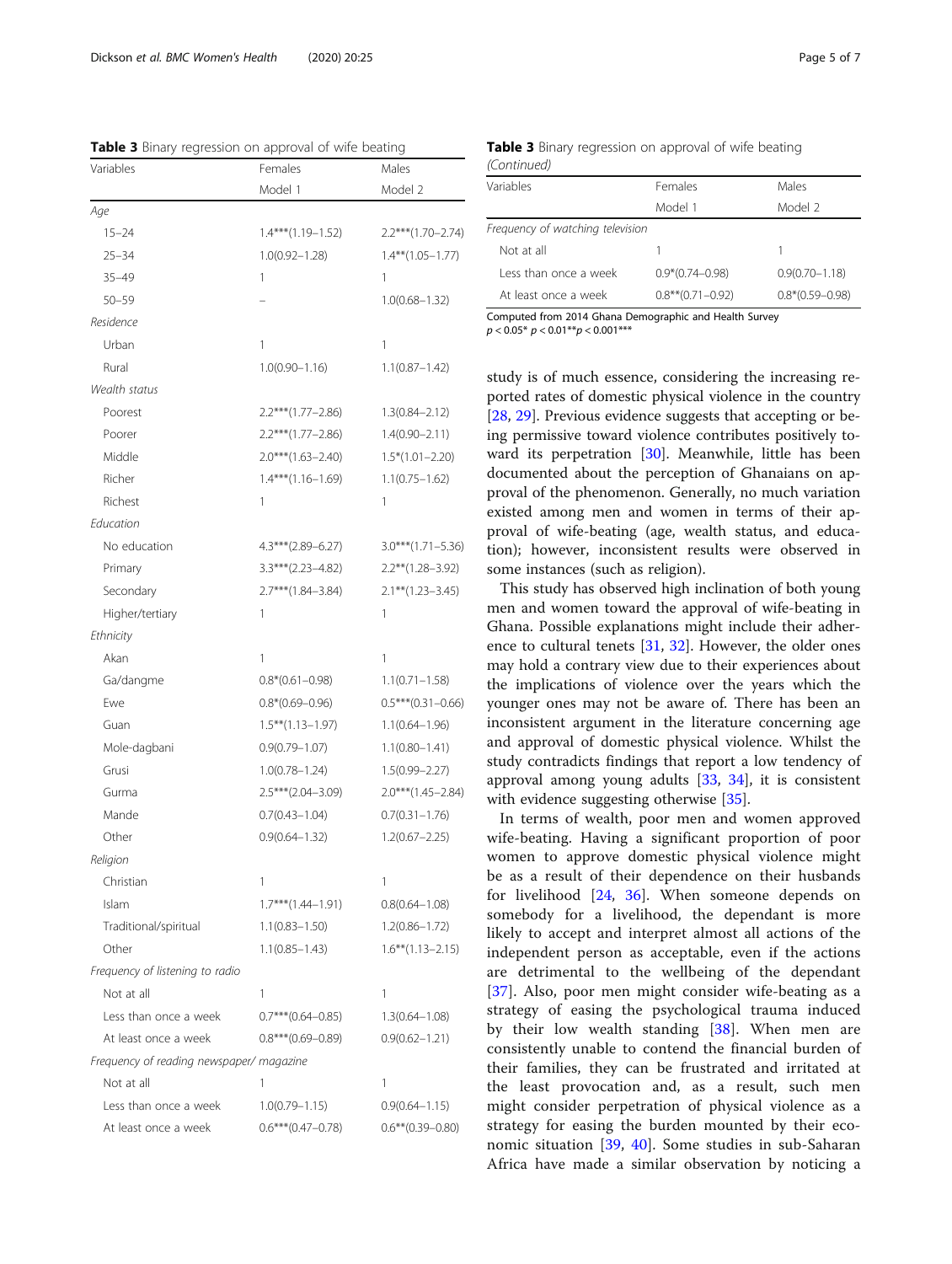**Table 3** Binary regression on approval of wife beating

| Variables | Females | Males |
|---|---|---|
| | Model 1 | Model 2 |
| *Age* | | |
| 15–24 | 1.4***(1.19–1.52) | 2.2***(1.70–2.74) |
| 25–34 | 1.0(0.92–1.28) | 1.4**(1.05–1.77) |
| 35–49 | 1 | 1 |
| 50–59 | – | 1.0(0.68–1.32) |
| *Residence* | | |
| Urban | 1 | 1 |
| Rural | 1.0(0.90–1.16) | 1.1(0.87–1.42) |
| *Wealth status* | | |
| Poorest | 2.2***(1.77–2.86) | 1.3(0.84–2.12) |
| Poorer | 2.2***(1.77–2.86) | 1.4(0.90–2.11) |
| Middle | 2.0***(1.63–2.40) | 1.5*(1.01–2.20) |
| Richer | 1.4***(1.16–1.69) | 1.1(0.75–1.62) |
| Richest | 1 | 1 |
| *Education* | | |
| No education | 4.3***(2.89–6.27) | 3.0***(1.71–5.36) |
| Primary | 3.3***(2.23–4.82) | 2.2**(1.28–3.92) |
| Secondary | 2.7***(1.84–3.84) | 2.1**(1.23–3.45) |
| Higher/tertiary | 1 | 1 |
| *Ethnicity* | | |
| Akan | 1 | 1 |
| Ga/dangme | 0.8*(0.61–0.98) | 1.1(0.71–1.58) |
| Ewe | 0.8*(0.69–0.96) | 0.5***(0.31–0.66) |
| Guan | 1.5**(1.13–1.97) | 1.1(0.64–1.96) |
| Mole-dagbani | 0.9(0.79–1.07) | 1.1(0.80–1.41) |
| Grusi | 1.0(0.78–1.24) | 1.5(0.99–2.27) |
| Gurma | 2.5***(2.04–3.09) | 2.0***(1.45–2.84) |
| Mande | 0.7(0.43–1.04) | 0.7(0.31–1.76) |
| Other | 0.9(0.64–1.32) | 1.2(0.67–2.25) |
| *Religion* | | |
| Christian | 1 | 1 |
| Islam | 1.7***(1.44–1.91) | 0.8(0.64–1.08) |
| Traditional/spiritual | 1.1(0.83–1.50) | 1.2(0.86–1.72) |
| Other | 1.1(0.85–1.43) | 1.6**(1.13–2.15) |
| *Frequency of listening to radio* | | |
| Not at all | 1 | 1 |
| Less than once a week | 0.7***(0.64–0.85) | 1.3(0.64–1.08) |
| At least once a week | 0.8***(0.69–0.89) | 0.9(0.62–1.21) |
| *Frequency of reading newspaper/ magazine* | | |
| Not at all | 1 | 1 |
| Less than once a week | 1.0(0.79–1.15) | 0.9(0.64–1.15) |
| At least once a week | 0.6***(0.47–0.78) | 0.6**(0.39–0.80) |
| *Frequency of watching television* | | |
| Not at all | 1 | 1 |
| Less than once a week | 0.9*(0.74–0.98) | 0.9(0.70–1.18) |
| At least once a week | 0.8**(0.71–0.92) | 0.8*(0.59–0.98) |

Computed from 2014 Ghana Demographic and Health Survey
$p < 0.05$* $p < 0.01$** $p < 0.001$***

study is of much essence, considering the increasing reported rates of domestic physical violence in the country [28, 29]. Previous evidence suggests that accepting or being permissive toward violence contributes positively toward its perpetration [30]. Meanwhile, little has been documented about the perception of Ghanaians on approval of the phenomenon. Generally, no much variation existed among men and women in terms of their approval of wife-beating (age, wealth status, and education); however, inconsistent results were observed in some instances (such as religion).

This study has observed high inclination of both young men and women toward the approval of wife-beating in Ghana. Possible explanations might include their adherence to cultural tenets [31, 32]. However, the older ones may hold a contrary view due to their experiences about the implications of violence over the years which the younger ones may not be aware of. There has been an inconsistent argument in the literature concerning age and approval of domestic physical violence. Whilst the study contradicts findings that report a low tendency of approval among young adults [33, 34], it is consistent with evidence suggesting otherwise [35].

In terms of wealth, poor men and women approved wife-beating. Having a significant proportion of poor women to approve domestic physical violence might be as a result of their dependence on their husbands for livelihood [24, 36]. When someone depends on somebody for a livelihood, the dependant is more likely to accept and interpret almost all actions of the independent person as acceptable, even if the actions are detrimental to the wellbeing of the dependant [37]. Also, poor men might consider wife-beating as a strategy of easing the psychological trauma induced by their low wealth standing [38]. When men are consistently unable to contend the financial burden of their families, they can be frustrated and irritated at the least provocation and, as a result, such men might consider perpetration of physical violence as a strategy for easing the burden mounted by their economic situation [39, 40]. Some studies in sub-Saharan Africa have made a similar observation by noticing a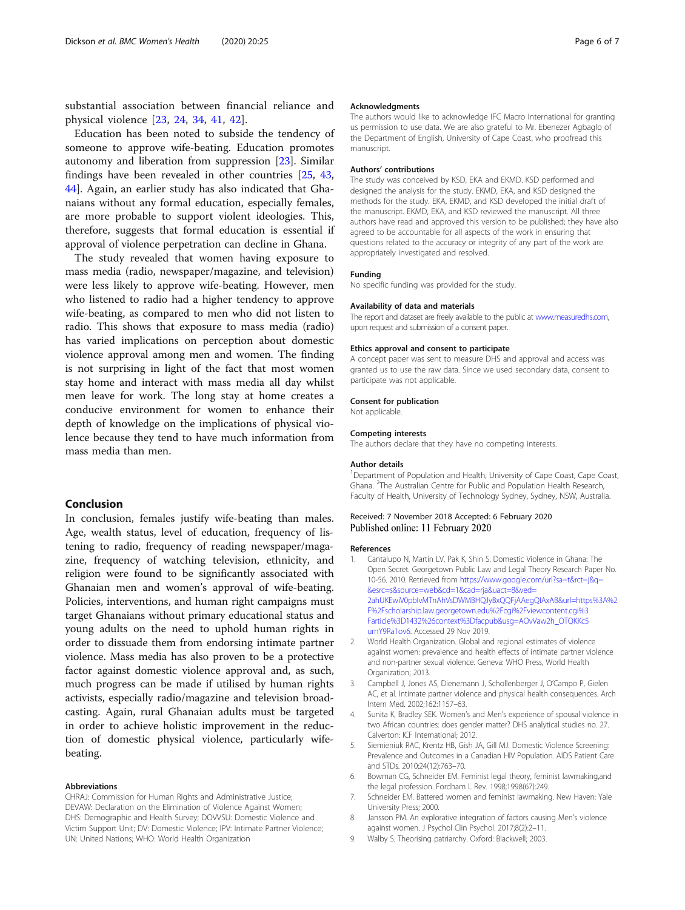substantial association between financial reliance and physical violence [23, 24, 34, 41, 42].

Education has been noted to subside the tendency of someone to approve wife-beating. Education promotes autonomy and liberation from suppression [23]. Similar findings have been revealed in other countries [25, 43, 44]. Again, an earlier study has also indicated that Ghanaians without any formal education, especially females, are more probable to support violent ideologies. This, therefore, suggests that formal education is essential if approval of violence perpetration can decline in Ghana.

The study revealed that women having exposure to mass media (radio, newspaper/magazine, and television) were less likely to approve wife-beating. However, men who listened to radio had a higher tendency to approve wife-beating, as compared to men who did not listen to radio. This shows that exposure to mass media (radio) has varied implications on perception about domestic violence approval among men and women. The finding is not surprising in light of the fact that most women stay home and interact with mass media all day whilst men leave for work. The long stay at home creates a conducive environment for women to enhance their depth of knowledge on the implications of physical violence because they tend to have much information from mass media than men.

## Conclusion

In conclusion, females justify wife-beating than males. Age, wealth status, level of education, frequency of listening to radio, frequency of reading newspaper/magazine, frequency of watching television, ethnicity, and religion were found to be significantly associated with Ghanaian men and women's approval of wife-beating. Policies, interventions, and human right campaigns must target Ghanaians without primary educational status and young adults on the need to uphold human rights in order to dissuade them from endorsing intimate partner violence. Mass media has also proven to be a protective factor against domestic violence approval and, as such, much progress can be made if utilised by human rights activists, especially radio/magazine and television broadcasting. Again, rural Ghanaian adults must be targeted in order to achieve holistic improvement in the reduction of domestic physical violence, particularly wife-beating.

#### Abbreviations

CHRAJ: Commission for Human Rights and Administrative Justice; DEVAW: Declaration on the Elimination of Violence Against Women; DHS: Demographic and Health Survey; DOVVSU: Domestic Violence and Victim Support Unit; DV: Domestic Violence; IPV: Intimate Partner Violence; UN: United Nations; WHO: World Health Organization

#### Acknowledgments

The authors would like to acknowledge IFC Macro International for granting us permission to use data. We are also grateful to Mr. Ebenezer Agbaglo of the Department of English, University of Cape Coast, who proofread this manuscript.

#### Authors' contributions

The study was conceived by KSD, EKA and EKMD. KSD performed and designed the analysis for the study. EKMD, EKA, and KSD designed the methods for the study. EKA, EKMD, and KSD developed the initial draft of the manuscript. EKMD, EKA, and KSD reviewed the manuscript. All three authors have read and approved this version to be published; they have also agreed to be accountable for all aspects of the work in ensuring that questions related to the accuracy or integrity of any part of the work are appropriately investigated and resolved.

#### Funding

No specific funding was provided for the study.

#### Availability of data and materials

The report and dataset are freely available to the public at www.measuredhs.com, upon request and submission of a consent paper.

#### Ethics approval and consent to participate

A concept paper was sent to measure DHS and approval and access was granted us to use the raw data. Since we used secondary data, consent to participate was not applicable.

#### Consent for publication

Not applicable.

#### Competing interests

The authors declare that they have no competing interests.

#### Author details

[1]Department of Population and Health, University of Cape Coast, Cape Coast, Ghana. [2]The Australian Centre for Public and Population Health Research, Faculty of Health, University of Technology Sydney, Sydney, NSW, Australia.

Received: 7 November 2018 Accepted: 6 February 2020
Published online: 11 February 2020

#### References

1. Cantalupo N, Martin LV, Pak K, Shin S. Domestic Violence in Ghana: The Open Secret. Georgetown Public Law and Legal Theory Research Paper No. 10-56. 2010. Retrieved from https://www.google.com/url?sa=t&rct=j&q=&esrc=s&source=web&cd=1&cad=rja&uact=8&ved=2ahUKEwiV0pblvMTnAhVsDWMBHQJyBxQQFjAAegQIAxAB&url=https%3A%2F%2Fscholarship.law.georgetown.edu%2Fcgi%2Fviewcontent.cgi%3Farticle%3D1432%26context%3Dfacpub&usg=AOvVaw2h_OTQKKc5urnY9Ra1ov6. Accessed 29 Nov 2019.
2. World Health Organization. Global and regional estimates of violence against women: prevalence and health effects of intimate partner violence and non-partner sexual violence. Geneva: WHO Press, World Health Organization; 2013.
3. Campbell J, Jones AS, Dienemann J, Schollenberger J, O'Campo P, Gielen AC, et al. Intimate partner violence and physical health consequences. Arch Intern Med. 2002;162:1157–63.
4. Sunita K, Bradley SEK. Women's and Men's experience of spousal violence in two African countries: does gender matter? DHS analytical studies no. 27. Calverton: ICF International; 2012.
5. Siemieniuk RAC, Krentz HB, Gish JA, Gill MJ. Domestic Violence Screening: Prevalence and Outcomes in a Canadian HIV Population. AIDS Patient Care and STDs. 2010;24(12):763–70.
6. Bowman CG, Schneider EM. Feminist legal theory, feminist lawmaking,and the legal profession. Fordham L Rev. 1998;1998(67):249.
7. Schneider EM. Battered women and feminist lawmaking. New Haven: Yale University Press; 2000.
8. Jansson PM. An explorative integration of factors causing Men's violence against women. J Psychol Clin Psychol. 2017;8(2):2–11.
9. Walby S. Theorising patriarchy. Oxford: Blackwell; 2003.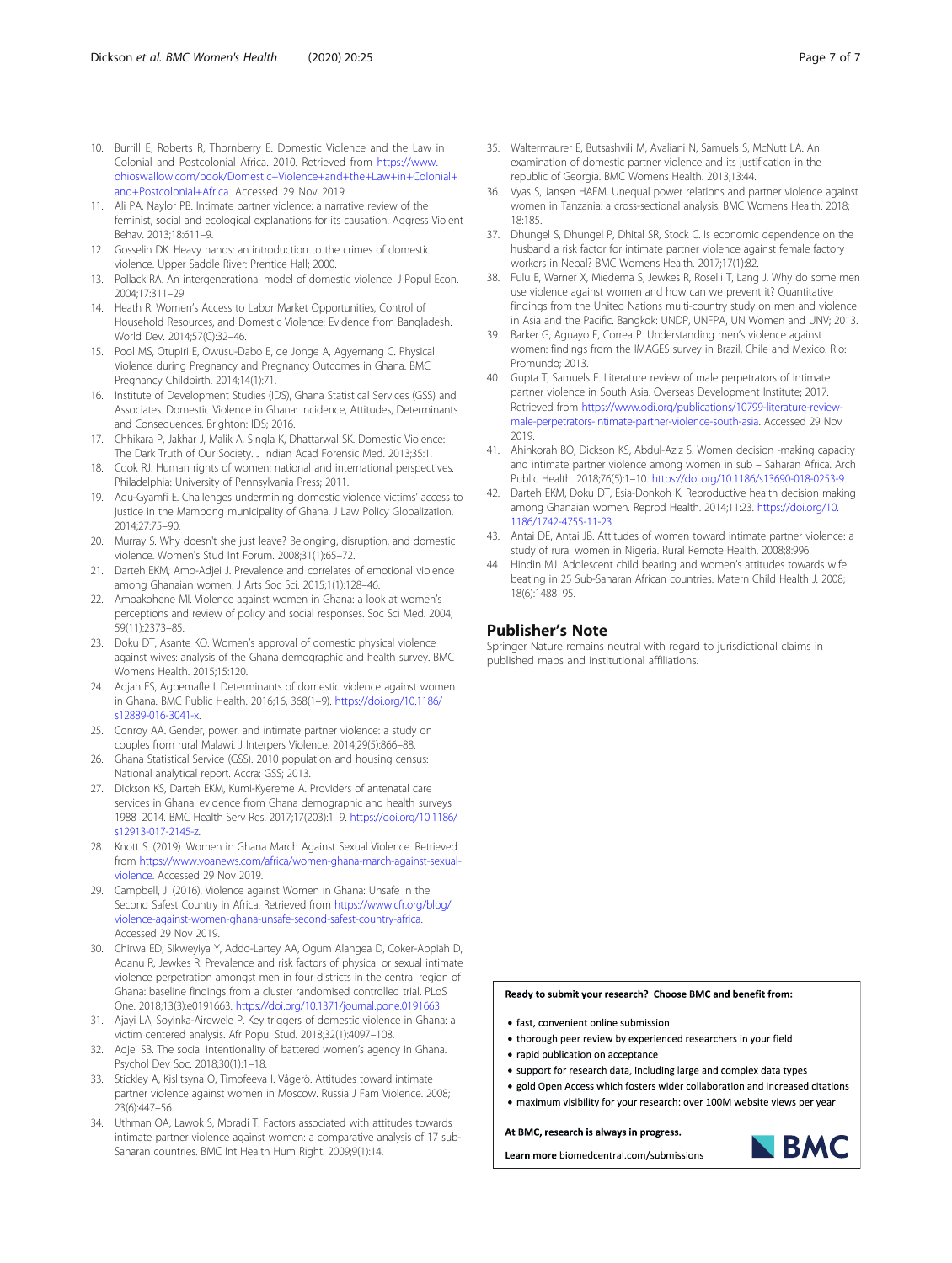10. Burrill E, Roberts R, Thornberry E. Domestic Violence and the Law in Colonial and Postcolonial Africa. 2010. Retrieved from https://www.ohioswallow.com/book/Domestic+Violence+and+the+Law+in+Colonial+and+Postcolonial+Africa. Accessed 29 Nov 2019.
11. Ali PA, Naylor PB. Intimate partner violence: a narrative review of the feminist, social and ecological explanations for its causation. Aggress Violent Behav. 2013;18:611–9.
12. Gosselin DK. Heavy hands: an introduction to the crimes of domestic violence. Upper Saddle River: Prentice Hall; 2000.
13. Pollack RA. An intergenerational model of domestic violence. J Popul Econ. 2004;17:311–29.
14. Heath R. Women's Access to Labor Market Opportunities, Control of Household Resources, and Domestic Violence: Evidence from Bangladesh. World Dev. 2014;57(C):32–46.
15. Pool MS, Otupiri E, Owusu-Dabo E, de Jonge A, Agyemang C. Physical Violence during Pregnancy and Pregnancy Outcomes in Ghana. BMC Pregnancy Childbirth. 2014;14(1):71.
16. Institute of Development Studies (IDS), Ghana Statistical Services (GSS) and Associates. Domestic Violence in Ghana: Incidence, Attitudes, Determinants and Consequences. Brighton: IDS; 2016.
17. Chhikara P, Jakhar J, Malik A, Singla K, Dhattarwal SK. Domestic Violence: The Dark Truth of Our Society. J Indian Acad Forensic Med. 2013;35:1.
18. Cook RJ. Human rights of women: national and international perspectives. Philadelphia: University of Pennsylvania Press; 2011.
19. Adu-Gyamfi E. Challenges undermining domestic violence victims' access to justice in the Mampong municipality of Ghana. J Law Policy Globalization. 2014;27:75–90.
20. Murray S. Why doesn't she just leave? Belonging, disruption, and domestic violence. Women's Stud Int Forum. 2008;31(1):65–72.
21. Darteh EKM, Amo-Adjei J. Prevalence and correlates of emotional violence among Ghanaian women. J Arts Soc Sci. 2015;1(1):128–46.
22. Amoakohene MI. Violence against women in Ghana: a look at women's perceptions and review of policy and social responses. Soc Sci Med. 2004; 59(11):2373–85.
23. Doku DT, Asante KO. Women's approval of domestic physical violence against wives: analysis of the Ghana demographic and health survey. BMC Womens Health. 2015;15:120.
24. Adjah ES, Agbemafle I. Determinants of domestic violence against women in Ghana. BMC Public Health. 2016;16, 368(1–9). https://doi.org/10.1186/s12889-016-3041-x.
25. Conroy AA. Gender, power, and intimate partner violence: a study on couples from rural Malawi. J Interpers Violence. 2014;29(5):866–88.
26. Ghana Statistical Service (GSS). 2010 population and housing census: National analytical report. Accra: GSS; 2013.
27. Dickson KS, Darteh EKM, Kumi-Kyereme A. Providers of antenatal care services in Ghana: evidence from Ghana demographic and health surveys 1988–2014. BMC Health Serv Res. 2017;17(203):1–9. https://doi.org/10.1186/s12913-017-2145-z.
28. Knott S. (2019). Women in Ghana March Against Sexual Violence. Retrieved from https://www.voanews.com/africa/women-ghana-march-against-sexual-violence. Accessed 29 Nov 2019.
29. Campbell, J. (2016). Violence against Women in Ghana: Unsafe in the Second Safest Country in Africa. Retrieved from https://www.cfr.org/blog/violence-against-women-ghana-unsafe-second-safest-country-africa. Accessed 29 Nov 2019.
30. Chirwa ED, Sikweyiya Y, Addo-Lartey AA, Ogum Alangea D, Coker-Appiah D, Adanu R, Jewkes R. Prevalence and risk factors of physical or sexual intimate violence perpetration amongst men in four districts in the central region of Ghana: baseline findings from a cluster randomised controlled trial. PLoS One. 2018;13(3):e0191663. https://doi.org/10.1371/journal.pone.0191663.
31. Ajayi LA, Soyinka-Airewele P. Key triggers of domestic violence in Ghana: a victim centered analysis. Afr Popul Stud. 2018;32(1):4097–108.
32. Adjei SB. The social intentionality of battered women's agency in Ghana. Psychol Dev Soc. 2018;30(1):1–18.
33. Stickley A, Kislitsyna O, Timofeeva I. Vågerö. Attitudes toward intimate partner violence against women in Moscow. Russia J Fam Violence. 2008; 23(6):447–56.
34. Uthman OA, Lawok S, Moradi T. Factors associated with attitudes towards intimate partner violence against women: a comparative analysis of 17 sub-Saharan countries. BMC Int Health Hum Right. 2009;9(1):14.
35. Waltermaurer E, Butsashvili M, Avaliani N, Samuels S, McNutt LA. An examination of domestic partner violence and its justification in the republic of Georgia. BMC Womens Health. 2013;13:44.
36. Vyas S, Jansen HAFM. Unequal power relations and partner violence against women in Tanzania: a cross-sectional analysis. BMC Womens Health. 2018; 18:185.
37. Dhungel S, Dhungel P, Dhital SR, Stock C. Is economic dependence on the husband a risk factor for intimate partner violence against female factory workers in Nepal? BMC Womens Health. 2017;17(1):82.
38. Fulu E, Warner X, Miedema S, Jewkes R, Roselli T, Lang J. Why do some men use violence against women and how can we prevent it? Quantitative findings from the United Nations multi-country study on men and violence in Asia and the Pacific. Bangkok: UNDP, UNFPA, UN Women and UNV; 2013.
39. Barker G, Aguayo F, Correa P. Understanding men's violence against women: findings from the IMAGES survey in Brazil, Chile and Mexico. Rio: Promundo; 2013.
40. Gupta T, Samuels F. Literature review of male perpetrators of intimate partner violence in South Asia. Overseas Development Institute; 2017. Retrieved from https://www.odi.org/publications/10799-literature-review-male-perpetrators-intimate-partner-violence-south-asia. Accessed 29 Nov 2019.
41. Ahinkorah BO, Dickson KS, Abdul-Aziz S. Women decision -making capacity and intimate partner violence among women in sub – Saharan Africa. Arch Public Health. 2018;76(5):1–10. https://doi.org/10.1186/s13690-018-0253-9.
42. Darteh EKM, Doku DT, Esia-Donkoh K. Reproductive health decision making among Ghanaian women. Reprod Health. 2014;11:23. https://doi.org/10.1186/1742-4755-11-23.
43. Antai DE, Antai JB. Attitudes of women toward intimate partner violence: a study of rural women in Nigeria. Rural Remote Health. 2008;8:996.
44. Hindin MJ. Adolescent child bearing and women's attitudes towards wife beating in 25 Sub-Saharan African countries. Matern Child Health J. 2008; 18(6):1488–95.

## Publisher's Note

Springer Nature remains neutral with regard to jurisdictional claims in published maps and institutional affiliations.

**Ready to submit your research? Choose BMC and benefit from:**

- fast, convenient online submission
- thorough peer review by experienced researchers in your field
- rapid publication on acceptance
- support for research data, including large and complex data types
- gold Open Access which fosters wider collaboration and increased citations
- maximum visibility for your research: over 100M website views per year

**At BMC, research is always in progress.**

**Learn more** biomedcentral.com/submissions

BMC